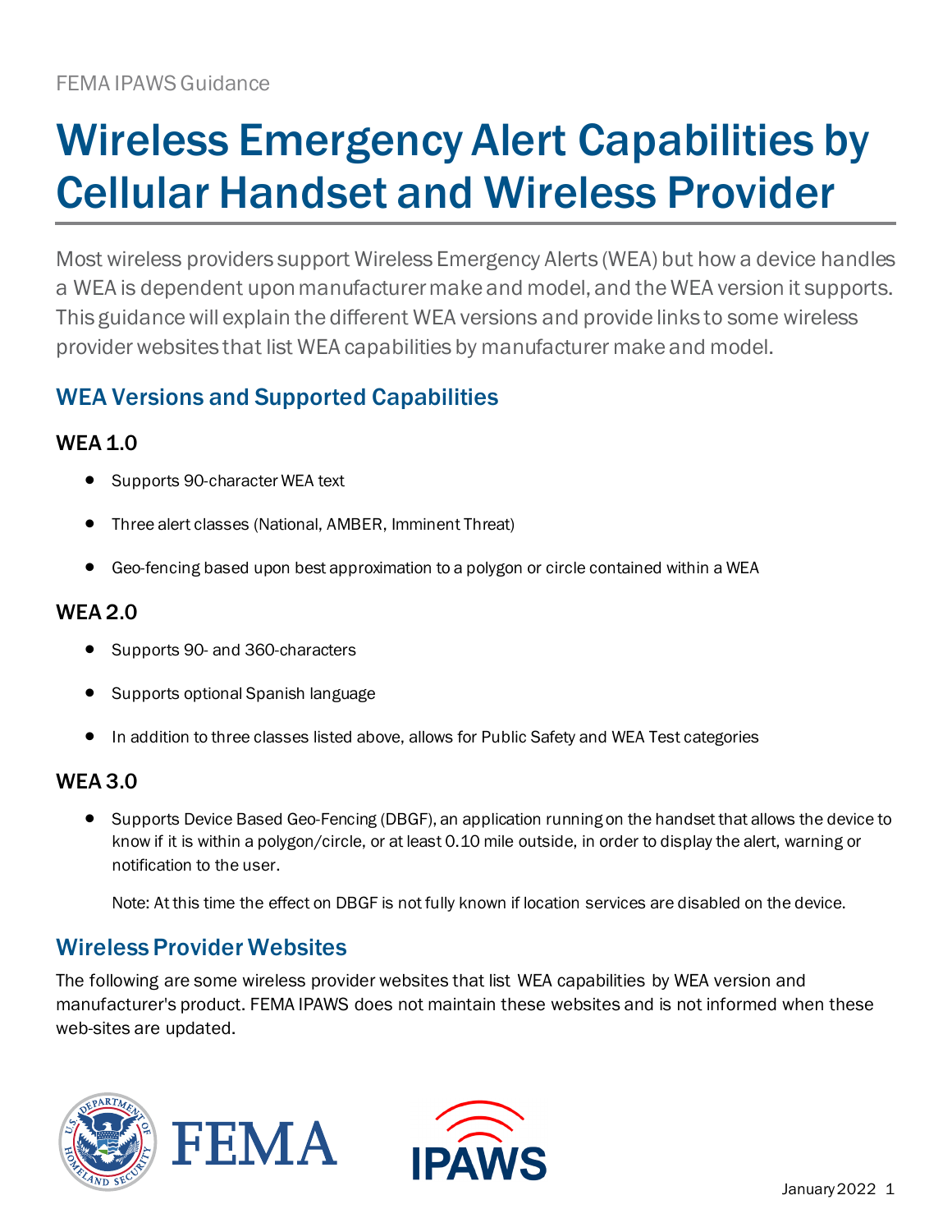FEMA IPAWS Guidance

# Wireless Emergency Alert Capabilities by Cellular Handset and Wireless Provider

Most wireless providers support Wireless Emergency Alerts (WEA) but how a device handles a WEA is dependent upon manufacturer make and model, and the WEA version it supports. This guidance will explain the different WEA versions and provide links to some wireless provider websites that list WEA capabilities by manufacturer make and model.

## WEA Versions and Supported Capabilities

### WEA 1.0

- Supports 90-character WEA text
- Three alert classes (National, AMBER, Imminent Threat)
- Geo-fencing based upon best approximation to a polygon or circle contained within a WEA

### WEA 2.0

- Supports 90- and 360-characters
- Supports optional Spanish language
- In addition to three classes listed above, allows for Public Safety and WEA Test categories

### WEA 3.0

- Supports Device Based Geo-Fencing (DBGF), an application running on the handset that allows the device to know if it is within a polygon/circle, or at least 0.10 mile outside, in order to display the alert, warning or notification to the user.

  Note: At this time the effect on DBGF is not fully known if location services are disabled on the device.

## Wireless Provider Websites

The following are some wireless provider websites that list WEA capabilities by WEA version and manufacturer's product. FEMA IPAWS does not maintain these websites and is not informed when these web-sites are updated.

January 2022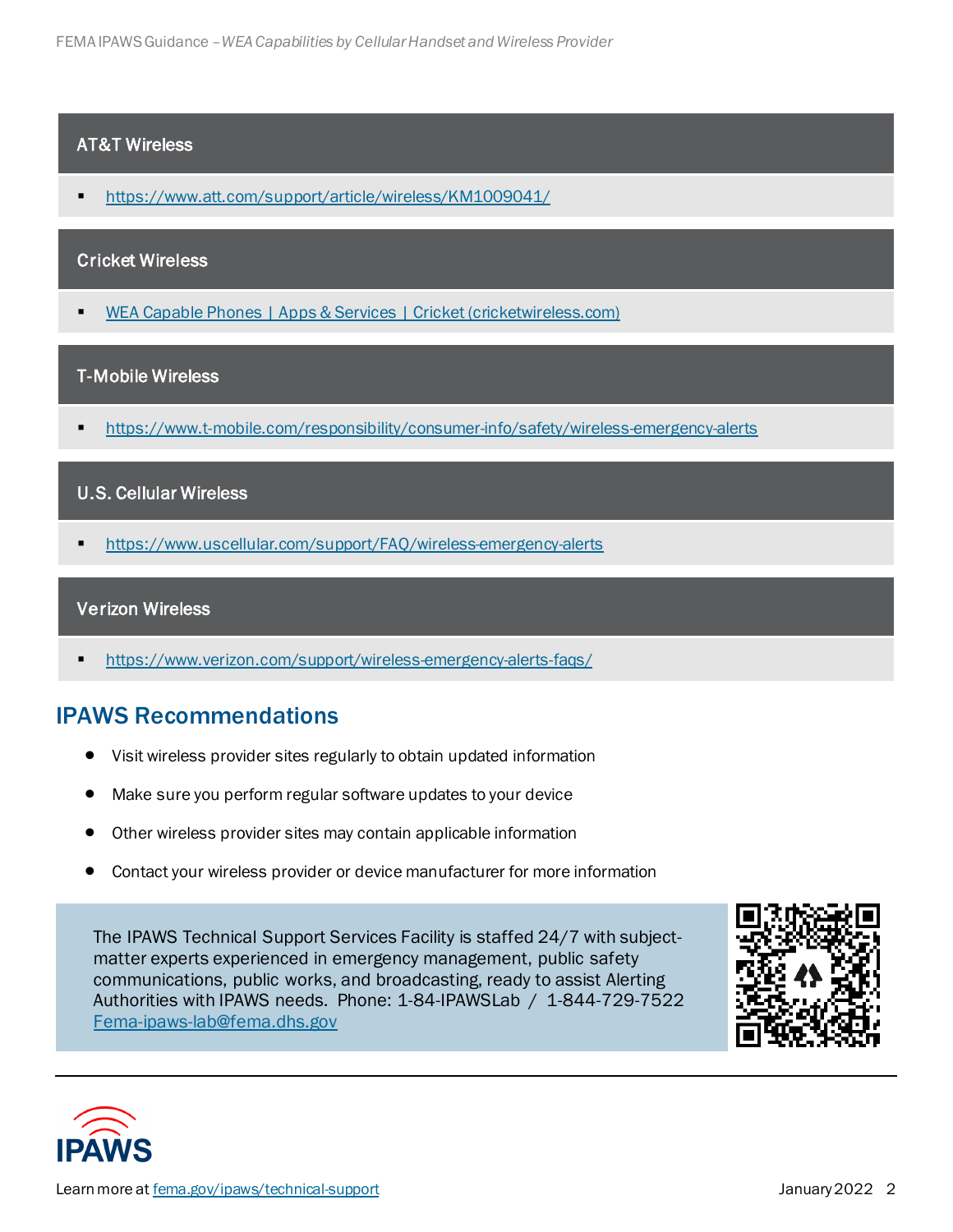### AT&T Wireless

- https://www.att.com/support/article/wireless/KM1009041/

### Cricket Wireless

- WEA Capable Phones | Apps & Services | Cricket (cricketwireless.com)

### T-Mobile Wireless

- https://www.t-mobile.com/responsibility/consumer-info/safety/wireless-emergency-alerts

### U.S. Cellular Wireless

- https://www.uscellular.com/support/FAQ/wireless-emergency-alerts

### Verizon Wireless

- https://www.verizon.com/support/wireless-emergency-alerts-faqs/

## IPAWS Recommendations

- Visit wireless provider sites regularly to obtain updated information
- Make sure you perform regular software updates to your device
- Other wireless provider sites may contain applicable information
- Contact your wireless provider or device manufacturer for more information

The IPAWS Technical Support Services Facility is staffed 24/7 with subject-matter experts experienced in emergency management, public safety communications, public works, and broadcasting, ready to assist Alerting Authorities with IPAWS needs. Phone: 1-84-IPAWSLab / 1-844-729-7522
Fema-ipaws-lab@fema.dhs.gov

Learn more at fema.gov/ipaws/technical-support

January 2022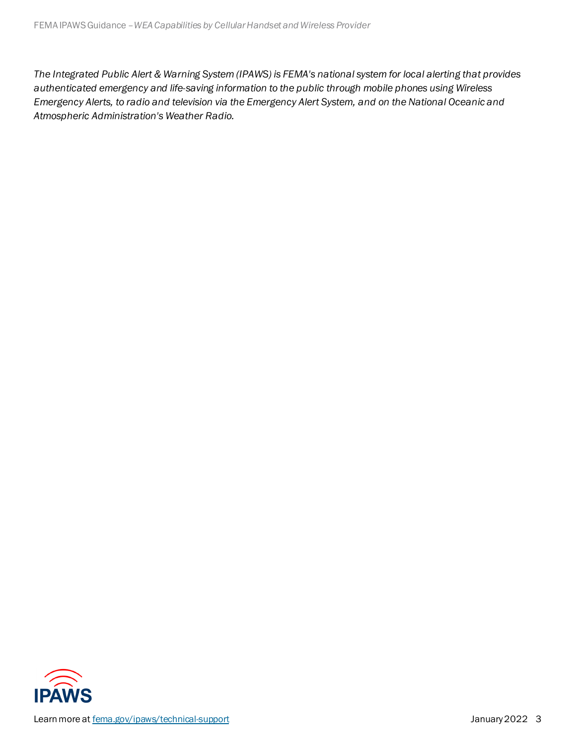*The Integrated Public Alert & Warning System (IPAWS) is FEMA's national system for local alerting that provides authenticated emergency and life-saving information to the public through mobile phones using Wireless Emergency Alerts, to radio and television via the Emergency Alert System, and on the National Oceanic and Atmospheric Administration's Weather Radio.*

IPAWS

Learn more at [fema.gov/ipaws/technical-support](fema.gov/ipaws/technical-support)